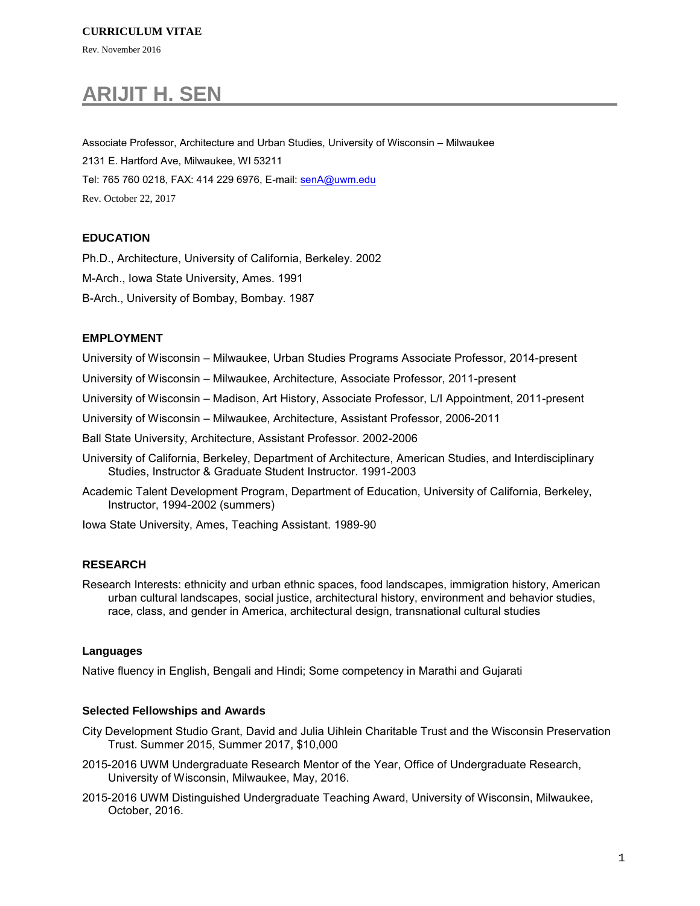**CURRICULUM VITAE**

Rev. November 2016

# ARIJIT H. SEN

Associate Professor, Architecture and Urban Studies, University of Wisconsin – Milwaukee

2131 E. Hartford Ave, Milwaukee, WI 53211

Tel: 765 760 0218, FAX: 414 229 6976, E-mail: senA@uwm.edu

Rev. October 22, 2017

## EDUCATION

Ph.D., Architecture, University of California, Berkeley. 2002

M-Arch., Iowa State University, Ames. 1991

B-Arch., University of Bombay, Bombay. 1987

## EMPLOYMENT

University of Wisconsin – Milwaukee, Urban Studies Programs Associate Professor, 2014-present

University of Wisconsin – Milwaukee, Architecture, Associate Professor, 2011-present

University of Wisconsin – Madison, Art History, Associate Professor, L/I Appointment, 2011-present

University of Wisconsin – Milwaukee, Architecture, Assistant Professor, 2006-2011

Ball State University, Architecture, Assistant Professor. 2002-2006

University of California, Berkeley, Department of Architecture, American Studies, and Interdisciplinary Studies, Instructor & Graduate Student Instructor. 1991-2003

Academic Talent Development Program, Department of Education, University of California, Berkeley, Instructor, 1994-2002 (summers)

Iowa State University, Ames, Teaching Assistant. 1989-90

## RESEARCH

Research Interests: ethnicity and urban ethnic spaces, food landscapes, immigration history, American urban cultural landscapes, social justice, architectural history, environment and behavior studies, race, class, and gender in America, architectural design, transnational cultural studies

### Languages

Native fluency in English, Bengali and Hindi; Some competency in Marathi and Gujarati

### Selected Fellowships and Awards

City Development Studio Grant, David and Julia Uihlein Charitable Trust and the Wisconsin Preservation Trust. Summer 2015, Summer 2017, $10,000

2015-2016 UWM Undergraduate Research Mentor of the Year, Office of Undergraduate Research, University of Wisconsin, Milwaukee, May, 2016.

2015-2016 UWM Distinguished Undergraduate Teaching Award, University of Wisconsin, Milwaukee, October, 2016.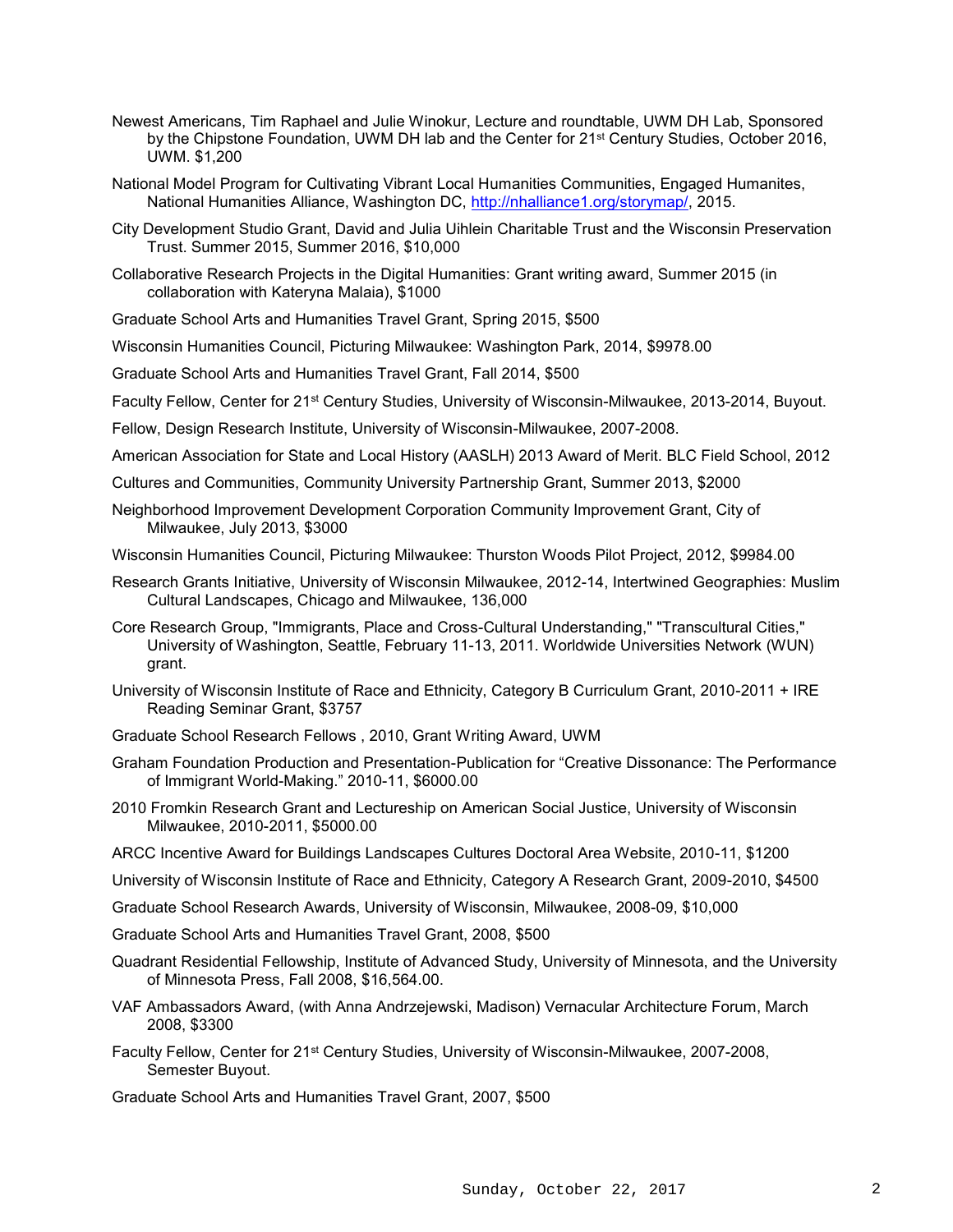Newest Americans, Tim Raphael and Julie Winokur, Lecture and roundtable, UWM DH Lab, Sponsored by the Chipstone Foundation, UWM DH lab and the Center for 21st Century Studies, October 2016, UWM. $1,200

National Model Program for Cultivating Vibrant Local Humanities Communities, Engaged Humanites, National Humanities Alliance, Washington DC, http://nhalliance1.org/storymap/, 2015.

City Development Studio Grant, David and Julia Uihlein Charitable Trust and the Wisconsin Preservation Trust. Summer 2015, Summer 2016, $10,000

Collaborative Research Projects in the Digital Humanities: Grant writing award, Summer 2015 (in collaboration with Kateryna Malaia), $1000

Graduate School Arts and Humanities Travel Grant, Spring 2015, $500

Wisconsin Humanities Council, Picturing Milwaukee: Washington Park, 2014, $9978.00

Graduate School Arts and Humanities Travel Grant, Fall 2014, $500

Faculty Fellow, Center for 21st Century Studies, University of Wisconsin-Milwaukee, 2013-2014, Buyout.

Fellow, Design Research Institute, University of Wisconsin-Milwaukee, 2007-2008.

American Association for State and Local History (AASLH) 2013 Award of Merit. BLC Field School, 2012

Cultures and Communities, Community University Partnership Grant, Summer 2013, $2000

Neighborhood Improvement Development Corporation Community Improvement Grant, City of Milwaukee, July 2013, $3000

Wisconsin Humanities Council, Picturing Milwaukee: Thurston Woods Pilot Project, 2012, $9984.00

Research Grants Initiative, University of Wisconsin Milwaukee, 2012-14, Intertwined Geographies: Muslim Cultural Landscapes, Chicago and Milwaukee, 136,000

Core Research Group, "Immigrants, Place and Cross-Cultural Understanding," "Transcultural Cities," University of Washington, Seattle, February 11-13, 2011. Worldwide Universities Network (WUN) grant.

University of Wisconsin Institute of Race and Ethnicity, Category B Curriculum Grant, 2010-2011 + IRE Reading Seminar Grant, $3757

Graduate School Research Fellows , 2010, Grant Writing Award, UWM

Graham Foundation Production and Presentation-Publication for “Creative Dissonance: The Performance of Immigrant World-Making.” 2010-11, $6000.00

2010 Fromkin Research Grant and Lectureship on American Social Justice, University of Wisconsin Milwaukee, 2010-2011, $5000.00

ARCC Incentive Award for Buildings Landscapes Cultures Doctoral Area Website, 2010-11, $1200

University of Wisconsin Institute of Race and Ethnicity, Category A Research Grant, 2009-2010, $4500

Graduate School Research Awards, University of Wisconsin, Milwaukee, 2008-09, $10,000

Graduate School Arts and Humanities Travel Grant, 2008, $500

Quadrant Residential Fellowship, Institute of Advanced Study, University of Minnesota, and the University of Minnesota Press, Fall 2008, $16,564.00.

VAF Ambassadors Award, (with Anna Andrzejewski, Madison) Vernacular Architecture Forum, March 2008, $3300

Faculty Fellow, Center for 21st Century Studies, University of Wisconsin-Milwaukee, 2007-2008, Semester Buyout.

Graduate School Arts and Humanities Travel Grant, 2007, $500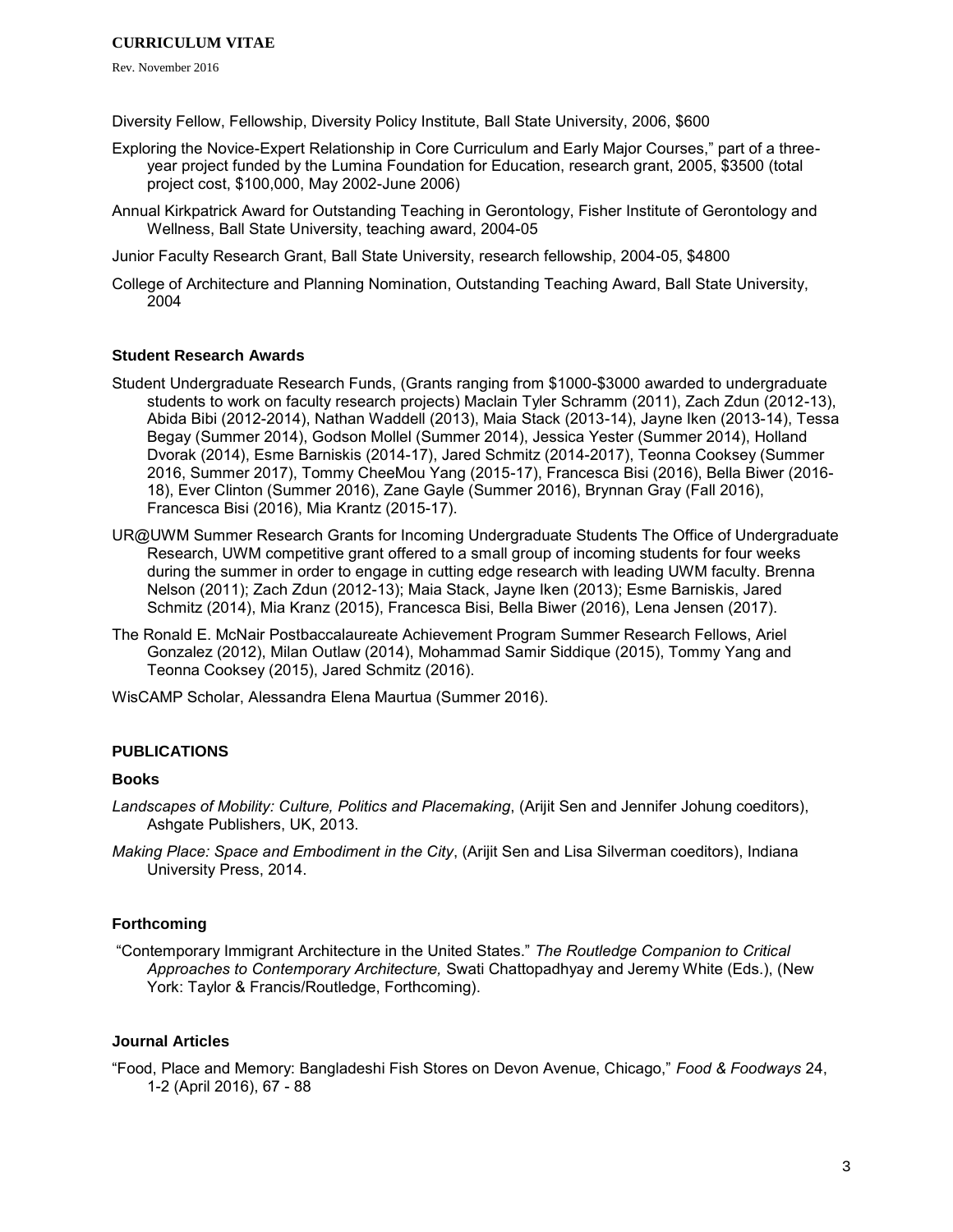Diversity Fellow, Fellowship, Diversity Policy Institute, Ball State University, 2006, $600

Exploring the Novice-Expert Relationship in Core Curriculum and Early Major Courses," part of a three-year project funded by the Lumina Foundation for Education, research grant, 2005, $3500 (total project cost, $100,000, May 2002-June 2006)

Annual Kirkpatrick Award for Outstanding Teaching in Gerontology, Fisher Institute of Gerontology and Wellness, Ball State University, teaching award, 2004-05

Junior Faculty Research Grant, Ball State University, research fellowship, 2004-05, $4800

College of Architecture and Planning Nomination, Outstanding Teaching Award, Ball State University, 2004

### Student Research Awards

Student Undergraduate Research Funds, (Grants ranging from $1000-$3000 awarded to undergraduate students to work on faculty research projects) Maclain Tyler Schramm (2011), Zach Zdun (2012-13), Abida Bibi (2012-2014), Nathan Waddell (2013), Maia Stack (2013-14), Jayne Iken (2013-14), Tessa Begay (Summer 2014), Godson Mollel (Summer 2014), Jessica Yester (Summer 2014), Holland Dvorak (2014), Esme Barniskis (2014-17), Jared Schmitz (2014-2017), Teonna Cooksey (Summer 2016, Summer 2017), Tommy CheeMou Yang (2015-17), Francesca Bisi (2016), Bella Biwer (2016-18), Ever Clinton (Summer 2016), Zane Gayle (Summer 2016), Brynnan Gray (Fall 2016), Francesca Bisi (2016), Mia Krantz (2015-17).

UR@UWM Summer Research Grants for Incoming Undergraduate Students The Office of Undergraduate Research, UWM competitive grant offered to a small group of incoming students for four weeks during the summer in order to engage in cutting edge research with leading UWM faculty. Brenna Nelson (2011); Zach Zdun (2012-13); Maia Stack, Jayne Iken (2013); Esme Barniskis, Jared Schmitz (2014), Mia Kranz (2015), Francesca Bisi, Bella Biwer (2016), Lena Jensen (2017).

The Ronald E. McNair Postbaccalaureate Achievement Program Summer Research Fellows, Ariel Gonzalez (2012), Milan Outlaw (2014), Mohammad Samir Siddique (2015), Tommy Yang and Teonna Cooksey (2015), Jared Schmitz (2016).

WisCAMP Scholar, Alessandra Elena Maurtua (Summer 2016).

## PUBLICATIONS

### Books

*Landscapes of Mobility: Culture, Politics and Placemaking*, (Arijit Sen and Jennifer Johung coeditors), Ashgate Publishers, UK, 2013.

*Making Place: Space and Embodiment in the City*, (Arijit Sen and Lisa Silverman coeditors), Indiana University Press, 2014.

### Forthcoming

"Contemporary Immigrant Architecture in the United States." *The Routledge Companion to Critical Approaches to Contemporary Architecture,* Swati Chattopadhyay and Jeremy White (Eds.), (New York: Taylor & Francis/Routledge, Forthcoming).

### Journal Articles

"Food, Place and Memory: Bangladeshi Fish Stores on Devon Avenue, Chicago," *Food & Foodways* 24, 1-2 (April 2016), 67 - 88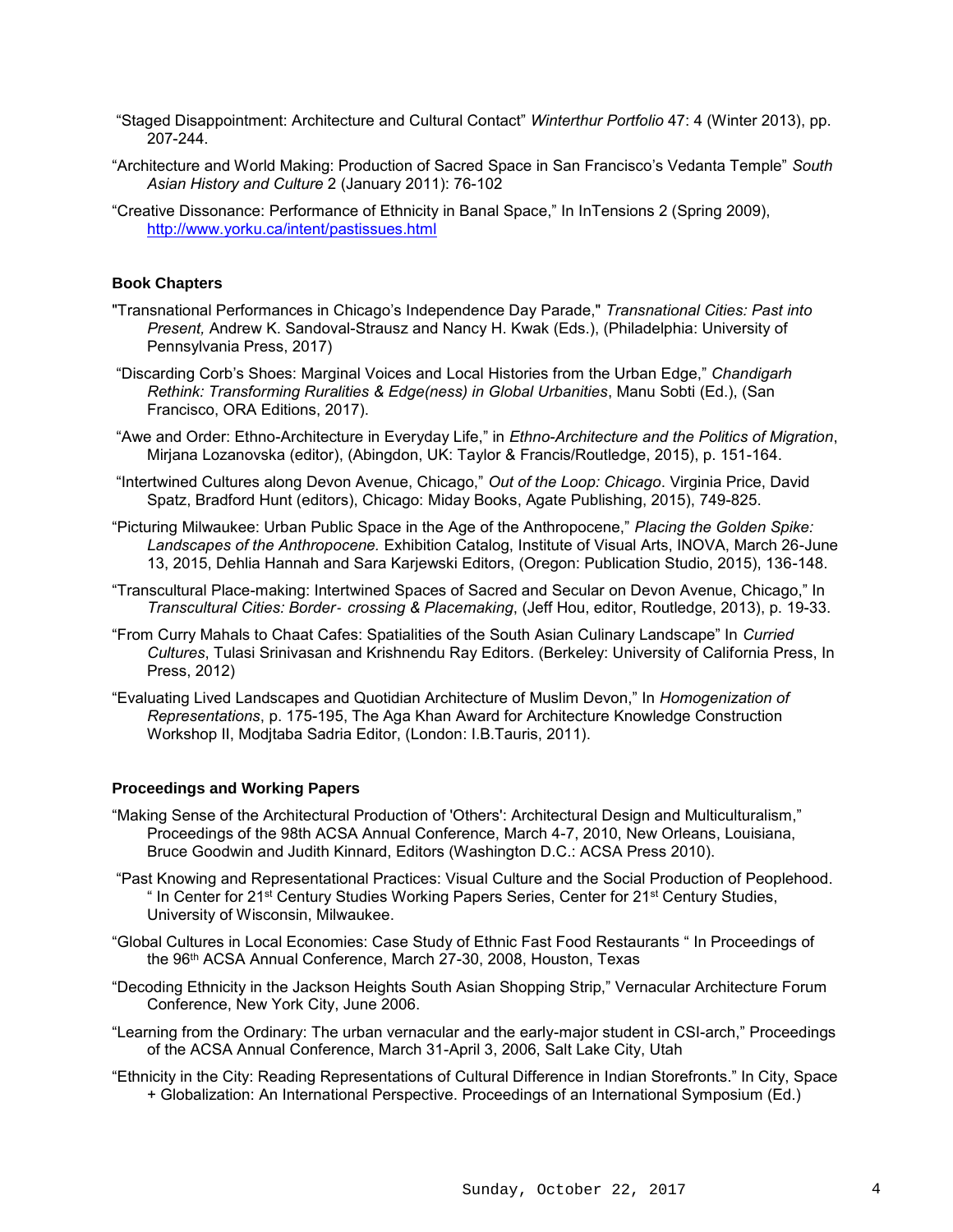"Staged Disappointment: Architecture and Cultural Contact" *Winterthur Portfolio* 47: 4 (Winter 2013), pp. 207-244.

"Architecture and World Making: Production of Sacred Space in San Francisco's Vedanta Temple" *South Asian History and Culture* 2 (January 2011): 76-102

"Creative Dissonance: Performance of Ethnicity in Banal Space," In InTensions 2 (Spring 2009), http://www.yorku.ca/intent/pastissues.html

**Book Chapters**

"Transnational Performances in Chicago's Independence Day Parade," *Transnational Cities: Past into Present,* Andrew K. Sandoval-Strausz and Nancy H. Kwak (Eds.), (Philadelphia: University of Pennsylvania Press, 2017)

"Discarding Corb's Shoes: Marginal Voices and Local Histories from the Urban Edge," *Chandigarh Rethink: Transforming Ruralities & Edge(ness) in Global Urbanities*, Manu Sobti (Ed.), (San Francisco, ORA Editions, 2017).

"Awe and Order: Ethno-Architecture in Everyday Life," in *Ethno-Architecture and the Politics of Migration*, Mirjana Lozanovska (editor), (Abingdon, UK: Taylor & Francis/Routledge, 2015), p. 151-164.

"Intertwined Cultures along Devon Avenue, Chicago," *Out of the Loop: Chicago*. Virginia Price, David Spatz, Bradford Hunt (editors), Chicago: Miday Books, Agate Publishing, 2015), 749-825.

"Picturing Milwaukee: Urban Public Space in the Age of the Anthropocene," *Placing the Golden Spike: Landscapes of the Anthropocene.* Exhibition Catalog, Institute of Visual Arts, INOVA, March 26-June 13, 2015, Dehlia Hannah and Sara Karjewski Editors, (Oregon: Publication Studio, 2015), 136-148.

"Transcultural Place-making: Intertwined Spaces of Sacred and Secular on Devon Avenue, Chicago," In *Transcultural Cities: Border- crossing & Placemaking*, (Jeff Hou, editor, Routledge, 2013), p. 19-33.

"From Curry Mahals to Chaat Cafes: Spatialities of the South Asian Culinary Landscape" In *Curried Cultures*, Tulasi Srinivasan and Krishnendu Ray Editors. (Berkeley: University of California Press, In Press, 2012)

"Evaluating Lived Landscapes and Quotidian Architecture of Muslim Devon," In *Homogenization of Representations*, p. 175-195, The Aga Khan Award for Architecture Knowledge Construction Workshop II, Modjtaba Sadria Editor, (London: I.B.Tauris, 2011).

**Proceedings and Working Papers**

"Making Sense of the Architectural Production of 'Others': Architectural Design and Multiculturalism," Proceedings of the 98th ACSA Annual Conference, March 4-7, 2010, New Orleans, Louisiana, Bruce Goodwin and Judith Kinnard, Editors (Washington D.C.: ACSA Press 2010).

"Past Knowing and Representational Practices: Visual Culture and the Social Production of Peoplehood. " In Center for 21st Century Studies Working Papers Series, Center for 21st Century Studies, University of Wisconsin, Milwaukee.

"Global Cultures in Local Economies: Case Study of Ethnic Fast Food Restaurants " In Proceedings of the 96th ACSA Annual Conference, March 27-30, 2008, Houston, Texas

"Decoding Ethnicity in the Jackson Heights South Asian Shopping Strip," Vernacular Architecture Forum Conference, New York City, June 2006.

"Learning from the Ordinary: The urban vernacular and the early-major student in CSI-arch," Proceedings of the ACSA Annual Conference, March 31-April 3, 2006, Salt Lake City, Utah

"Ethnicity in the City: Reading Representations of Cultural Difference in Indian Storefronts." In City, Space + Globalization: An International Perspective. Proceedings of an International Symposium (Ed.)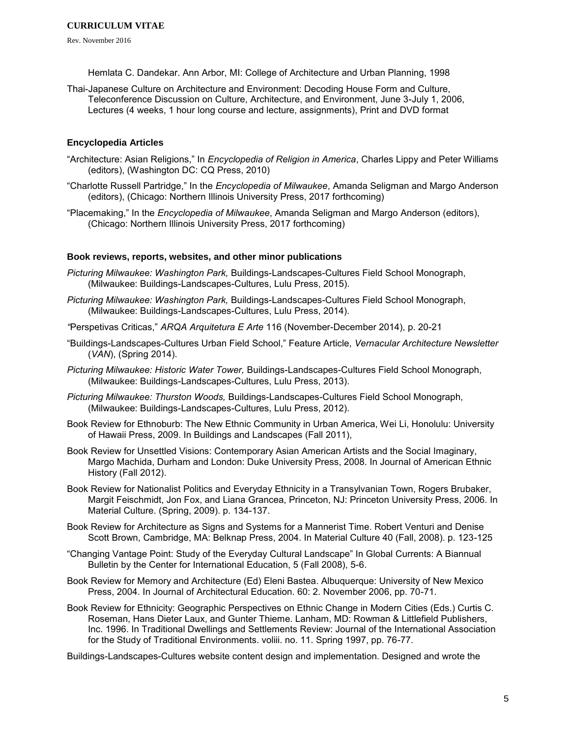Hemlata C. Dandekar. Ann Arbor, MI: College of Architecture and Urban Planning, 1998

Thai-Japanese Culture on Architecture and Environment: Decoding House Form and Culture, Teleconference Discussion on Culture, Architecture, and Environment, June 3-July 1, 2006, Lectures (4 weeks, 1 hour long course and lecture, assignments), Print and DVD format

### Encyclopedia Articles

"Architecture: Asian Religions," In *Encyclopedia of Religion in America*, Charles Lippy and Peter Williams (editors), (Washington DC: CQ Press, 2010)

"Charlotte Russell Partridge," In the *Encyclopedia of Milwaukee*, Amanda Seligman and Margo Anderson (editors), (Chicago: Northern Illinois University Press, 2017 forthcoming)

"Placemaking," In the *Encyclopedia of Milwaukee*, Amanda Seligman and Margo Anderson (editors), (Chicago: Northern Illinois University Press, 2017 forthcoming)

### Book reviews, reports, websites, and other minor publications

*Picturing Milwaukee: Washington Park,* Buildings-Landscapes-Cultures Field School Monograph, (Milwaukee: Buildings-Landscapes-Cultures, Lulu Press, 2015).

*Picturing Milwaukee: Washington Park,* Buildings-Landscapes-Cultures Field School Monograph, (Milwaukee: Buildings-Landscapes-Cultures, Lulu Press, 2014).

*"*Perspetivas Criticas," *ARQA Arquitetura E Arte* 116 (November-December 2014), p. 20-21

"Buildings-Landscapes-Cultures Urban Field School," Feature Article, *Vernacular Architecture Newsletter* (*VAN*), (Spring 2014).

*Picturing Milwaukee: Historic Water Tower,* Buildings-Landscapes-Cultures Field School Monograph, (Milwaukee: Buildings-Landscapes-Cultures, Lulu Press, 2013).

*Picturing Milwaukee: Thurston Woods,* Buildings-Landscapes-Cultures Field School Monograph, (Milwaukee: Buildings-Landscapes-Cultures, Lulu Press, 2012).

Book Review for Ethnoburb: The New Ethnic Community in Urban America, Wei Li, Honolulu: University of Hawaii Press, 2009. In Buildings and Landscapes (Fall 2011),

Book Review for Unsettled Visions: Contemporary Asian American Artists and the Social Imaginary, Margo Machida, Durham and London: Duke University Press, 2008. In Journal of American Ethnic History (Fall 2012).

Book Review for Nationalist Politics and Everyday Ethnicity in a Transylvanian Town, Rogers Brubaker, Margit Feischmidt, Jon Fox, and Liana Grancea, Princeton, NJ: Princeton University Press, 2006. In Material Culture. (Spring, 2009). p. 134-137.

Book Review for Architecture as Signs and Systems for a Mannerist Time. Robert Venturi and Denise Scott Brown, Cambridge, MA: Belknap Press, 2004. In Material Culture 40 (Fall, 2008). p. 123-125

"Changing Vantage Point: Study of the Everyday Cultural Landscape" In Global Currents: A Biannual Bulletin by the Center for International Education, 5 (Fall 2008), 5-6.

Book Review for Memory and Architecture (Ed) Eleni Bastea. Albuquerque: University of New Mexico Press, 2004. In Journal of Architectural Education. 60: 2. November 2006, pp. 70-71.

Book Review for Ethnicity: Geographic Perspectives on Ethnic Change in Modern Cities (Eds.) Curtis C. Roseman, Hans Dieter Laux, and Gunter Thieme. Lanham, MD: Rowman & Littlefield Publishers, Inc. 1996. In Traditional Dwellings and Settlements Review: Journal of the International Association for the Study of Traditional Environments. voliii. no. 11. Spring 1997, pp. 76-77.

Buildings-Landscapes-Cultures website content design and implementation. Designed and wrote the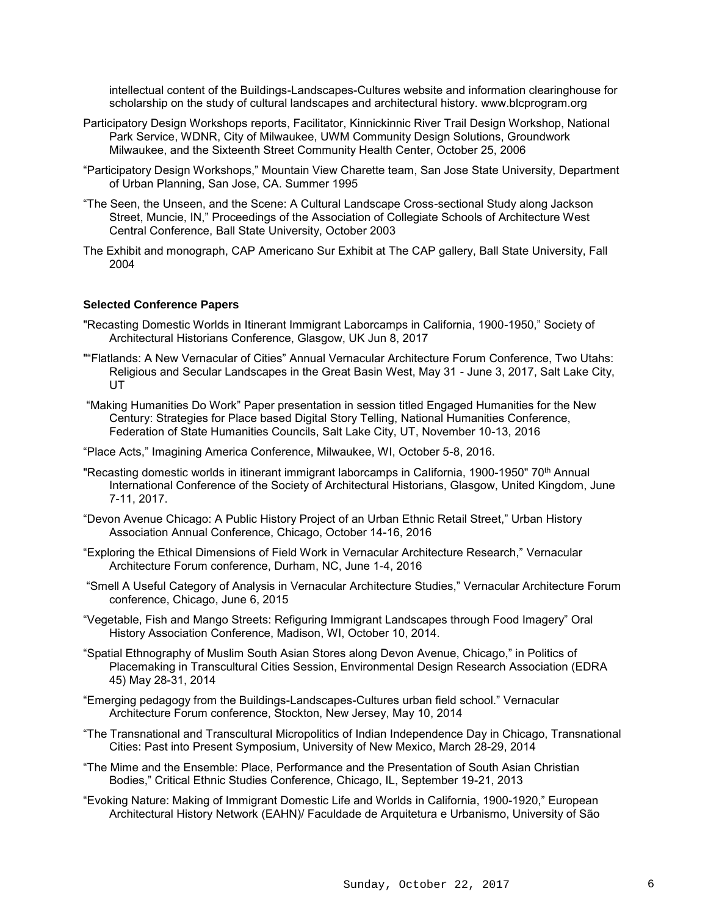intellectual content of the Buildings-Landscapes-Cultures website and information clearinghouse for scholarship on the study of cultural landscapes and architectural history. www.blcprogram.org

Participatory Design Workshops reports, Facilitator, Kinnickinnic River Trail Design Workshop, National Park Service, WDNR, City of Milwaukee, UWM Community Design Solutions, Groundwork Milwaukee, and the Sixteenth Street Community Health Center, October 25, 2006

"Participatory Design Workshops," Mountain View Charette team, San Jose State University, Department of Urban Planning, San Jose, CA. Summer 1995

"The Seen, the Unseen, and the Scene: A Cultural Landscape Cross-sectional Study along Jackson Street, Muncie, IN," Proceedings of the Association of Collegiate Schools of Architecture West Central Conference, Ball State University, October 2003

The Exhibit and monograph, CAP Americano Sur Exhibit at The CAP gallery, Ball State University, Fall 2004

**Selected Conference Papers**

"Recasting Domestic Worlds in Itinerant Immigrant Laborcamps in California, 1900-1950," Society of Architectural Historians Conference, Glasgow, UK Jun 8, 2017

""Flatlands: A New Vernacular of Cities" Annual Vernacular Architecture Forum Conference, Two Utahs: Religious and Secular Landscapes in the Great Basin West, May 31 - June 3, 2017, Salt Lake City, UT

"Making Humanities Do Work" Paper presentation in session titled Engaged Humanities for the New Century: Strategies for Place based Digital Story Telling, National Humanities Conference, Federation of State Humanities Councils, Salt Lake City, UT, November 10-13, 2016

"Place Acts," Imagining America Conference, Milwaukee, WI, October 5-8, 2016.

"Recasting domestic worlds in itinerant immigrant laborcamps in California, 1900-1950" 70th Annual International Conference of the Society of Architectural Historians, Glasgow, United Kingdom, June 7-11, 2017.

"Devon Avenue Chicago: A Public History Project of an Urban Ethnic Retail Street," Urban History Association Annual Conference, Chicago, October 14-16, 2016

"Exploring the Ethical Dimensions of Field Work in Vernacular Architecture Research," Vernacular Architecture Forum conference, Durham, NC, June 1-4, 2016

"Smell A Useful Category of Analysis in Vernacular Architecture Studies," Vernacular Architecture Forum conference, Chicago, June 6, 2015

"Vegetable, Fish and Mango Streets: Refiguring Immigrant Landscapes through Food Imagery" Oral History Association Conference, Madison, WI, October 10, 2014.

"Spatial Ethnography of Muslim South Asian Stores along Devon Avenue, Chicago," in Politics of Placemaking in Transcultural Cities Session, Environmental Design Research Association (EDRA 45) May 28-31, 2014

"Emerging pedagogy from the Buildings-Landscapes-Cultures urban field school." Vernacular Architecture Forum conference, Stockton, New Jersey, May 10, 2014

"The Transnational and Transcultural Micropolitics of Indian Independence Day in Chicago, Transnational Cities: Past into Present Symposium, University of New Mexico, March 28-29, 2014

"The Mime and the Ensemble: Place, Performance and the Presentation of South Asian Christian Bodies," Critical Ethnic Studies Conference, Chicago, IL, September 19-21, 2013

"Evoking Nature: Making of Immigrant Domestic Life and Worlds in California, 1900-1920," European Architectural History Network (EAHN)/ Faculdade de Arquitetura e Urbanismo, University of São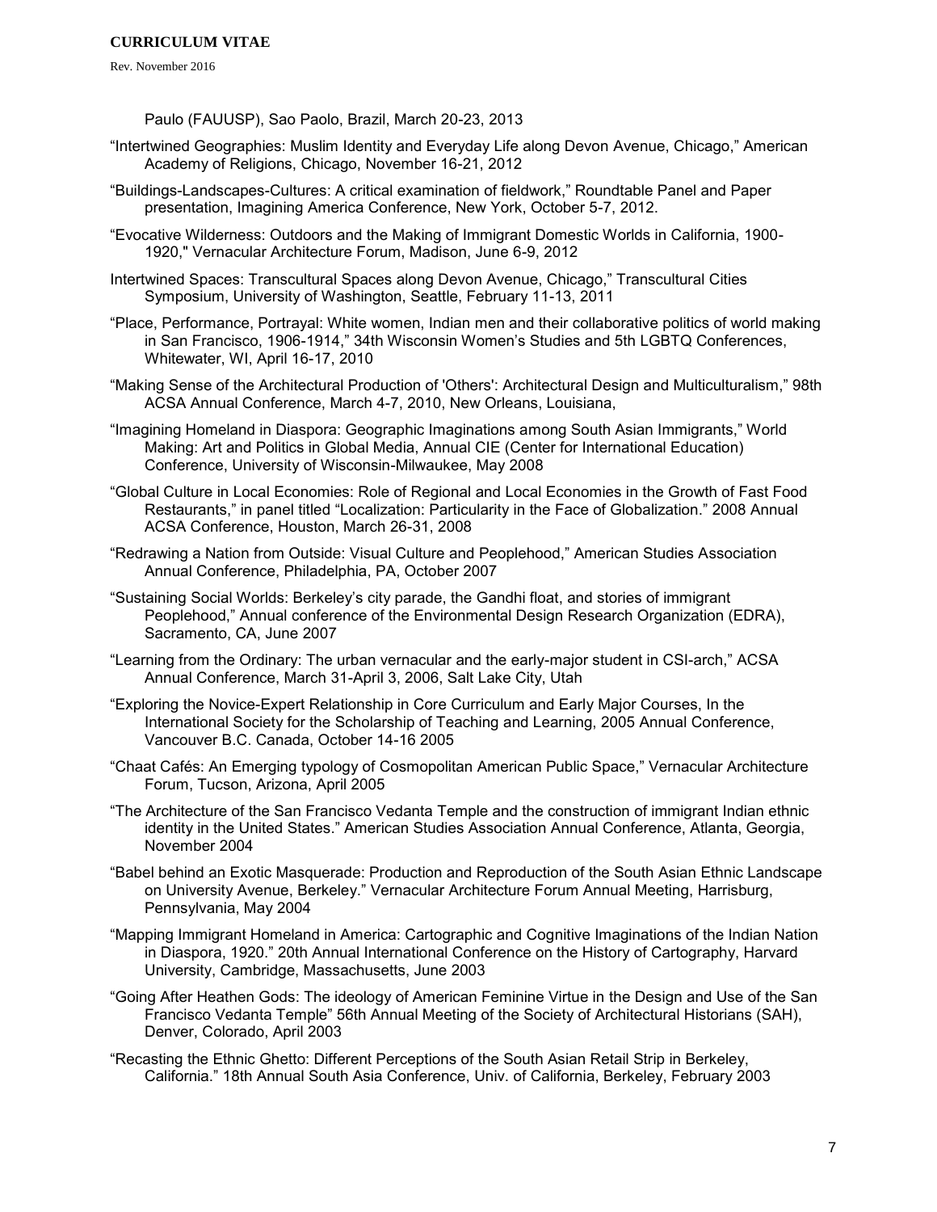Paulo (FAUUSP), Sao Paolo, Brazil, March 20-23, 2013

"Intertwined Geographies: Muslim Identity and Everyday Life along Devon Avenue, Chicago," American Academy of Religions, Chicago, November 16-21, 2012

"Buildings-Landscapes-Cultures: A critical examination of fieldwork," Roundtable Panel and Paper presentation, Imagining America Conference, New York, October 5-7, 2012.

"Evocative Wilderness: Outdoors and the Making of Immigrant Domestic Worlds in California, 1900-1920," Vernacular Architecture Forum, Madison, June 6-9, 2012

Intertwined Spaces: Transcultural Spaces along Devon Avenue, Chicago," Transcultural Cities Symposium, University of Washington, Seattle, February 11-13, 2011

"Place, Performance, Portrayal: White women, Indian men and their collaborative politics of world making in San Francisco, 1906-1914," 34th Wisconsin Women's Studies and 5th LGBTQ Conferences, Whitewater, WI, April 16-17, 2010

"Making Sense of the Architectural Production of 'Others': Architectural Design and Multiculturalism," 98th ACSA Annual Conference, March 4-7, 2010, New Orleans, Louisiana,

"Imagining Homeland in Diaspora: Geographic Imaginations among South Asian Immigrants," World Making: Art and Politics in Global Media, Annual CIE (Center for International Education) Conference, University of Wisconsin-Milwaukee, May 2008

"Global Culture in Local Economies: Role of Regional and Local Economies in the Growth of Fast Food Restaurants," in panel titled "Localization: Particularity in the Face of Globalization." 2008 Annual ACSA Conference, Houston, March 26-31, 2008

"Redrawing a Nation from Outside: Visual Culture and Peoplehood," American Studies Association Annual Conference, Philadelphia, PA, October 2007

"Sustaining Social Worlds: Berkeley's city parade, the Gandhi float, and stories of immigrant Peoplehood," Annual conference of the Environmental Design Research Organization (EDRA), Sacramento, CA, June 2007

"Learning from the Ordinary: The urban vernacular and the early-major student in CSI-arch," ACSA Annual Conference, March 31-April 3, 2006, Salt Lake City, Utah

"Exploring the Novice-Expert Relationship in Core Curriculum and Early Major Courses, In the International Society for the Scholarship of Teaching and Learning, 2005 Annual Conference, Vancouver B.C. Canada, October 14-16 2005

"Chaat Cafés: An Emerging typology of Cosmopolitan American Public Space," Vernacular Architecture Forum, Tucson, Arizona, April 2005

"The Architecture of the San Francisco Vedanta Temple and the construction of immigrant Indian ethnic identity in the United States." American Studies Association Annual Conference, Atlanta, Georgia, November 2004

"Babel behind an Exotic Masquerade: Production and Reproduction of the South Asian Ethnic Landscape on University Avenue, Berkeley." Vernacular Architecture Forum Annual Meeting, Harrisburg, Pennsylvania, May 2004

"Mapping Immigrant Homeland in America: Cartographic and Cognitive Imaginations of the Indian Nation in Diaspora, 1920." 20th Annual International Conference on the History of Cartography, Harvard University, Cambridge, Massachusetts, June 2003

"Going After Heathen Gods: The ideology of American Feminine Virtue in the Design and Use of the San Francisco Vedanta Temple" 56th Annual Meeting of the Society of Architectural Historians (SAH), Denver, Colorado, April 2003

"Recasting the Ethnic Ghetto: Different Perceptions of the South Asian Retail Strip in Berkeley, California." 18th Annual South Asia Conference, Univ. of California, Berkeley, February 2003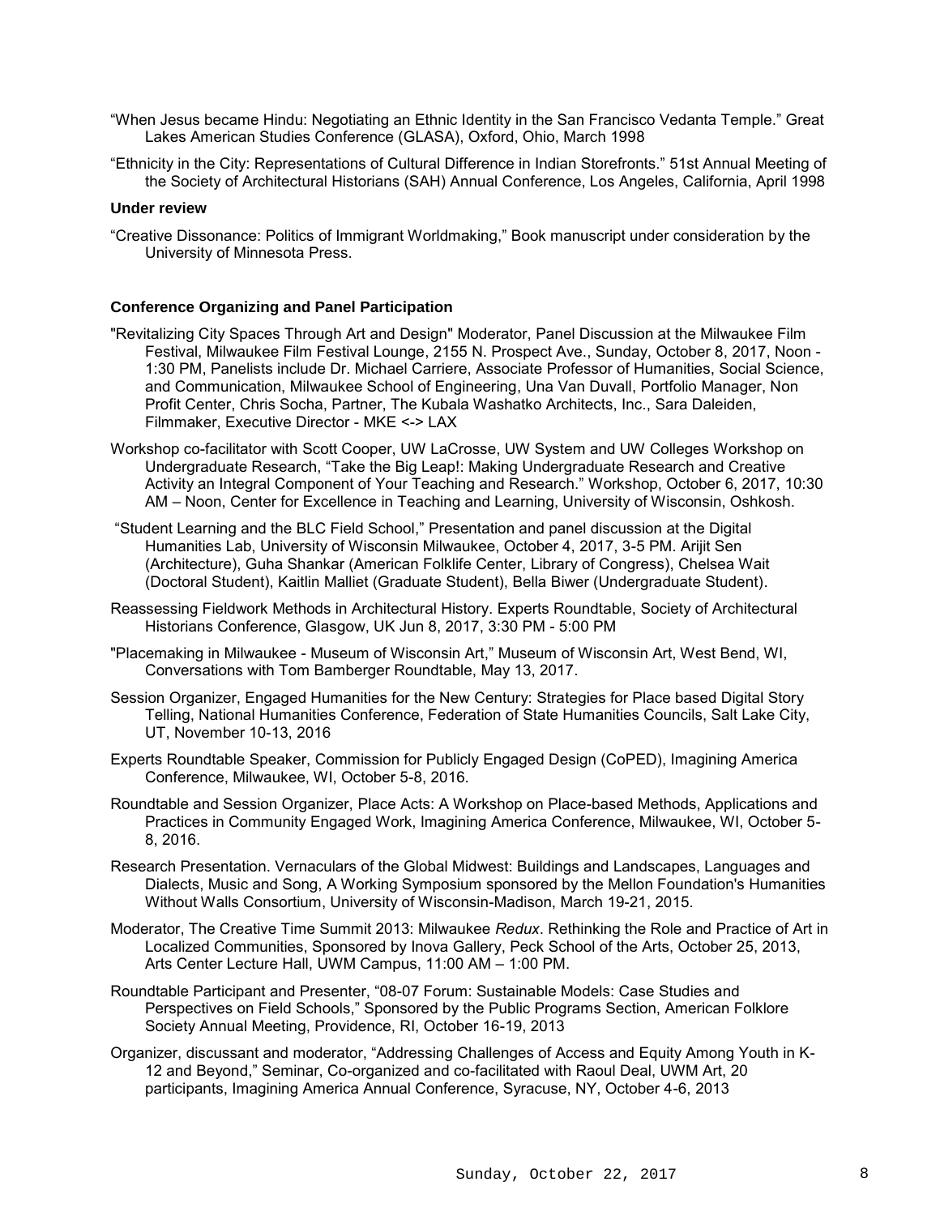"When Jesus became Hindu: Negotiating an Ethnic Identity in the San Francisco Vedanta Temple." Great Lakes American Studies Conference (GLASA), Oxford, Ohio, March 1998

"Ethnicity in the City: Representations of Cultural Difference in Indian Storefronts." 51st Annual Meeting of the Society of Architectural Historians (SAH) Annual Conference, Los Angeles, California, April 1998

**Under review**

"Creative Dissonance: Politics of Immigrant Worldmaking," Book manuscript under consideration by the University of Minnesota Press.

**Conference Organizing and Panel Participation**

"Revitalizing City Spaces Through Art and Design" Moderator, Panel Discussion at the Milwaukee Film Festival, Milwaukee Film Festival Lounge, 2155 N. Prospect Ave., Sunday, October 8, 2017, Noon - 1:30 PM, Panelists include Dr. Michael Carriere, Associate Professor of Humanities, Social Science, and Communication, Milwaukee School of Engineering, Una Van Duvall, Portfolio Manager, Non Profit Center, Chris Socha, Partner, The Kubala Washatko Architects, Inc., Sara Daleiden, Filmmaker, Executive Director - MKE <-> LAX

Workshop co-facilitator with Scott Cooper, UW LaCrosse, UW System and UW Colleges Workshop on Undergraduate Research, "Take the Big Leap!: Making Undergraduate Research and Creative Activity an Integral Component of Your Teaching and Research." Workshop, October 6, 2017, 10:30 AM – Noon, Center for Excellence in Teaching and Learning, University of Wisconsin, Oshkosh.

"Student Learning and the BLC Field School," Presentation and panel discussion at the Digital Humanities Lab, University of Wisconsin Milwaukee, October 4, 2017, 3-5 PM. Arijit Sen (Architecture), Guha Shankar (American Folklife Center, Library of Congress), Chelsea Wait (Doctoral Student), Kaitlin Malliet (Graduate Student), Bella Biwer (Undergraduate Student).

Reassessing Fieldwork Methods in Architectural History. Experts Roundtable, Society of Architectural Historians Conference, Glasgow, UK Jun 8, 2017, 3:30 PM - 5:00 PM

"Placemaking in Milwaukee - Museum of Wisconsin Art," Museum of Wisconsin Art, West Bend, WI, Conversations with Tom Bamberger Roundtable, May 13, 2017.

Session Organizer, Engaged Humanities for the New Century: Strategies for Place based Digital Story Telling, National Humanities Conference, Federation of State Humanities Councils, Salt Lake City, UT, November 10-13, 2016

Experts Roundtable Speaker, Commission for Publicly Engaged Design (CoPED), Imagining America Conference, Milwaukee, WI, October 5-8, 2016.

Roundtable and Session Organizer, Place Acts: A Workshop on Place-based Methods, Applications and Practices in Community Engaged Work, Imagining America Conference, Milwaukee, WI, October 5-8, 2016.

Research Presentation. Vernaculars of the Global Midwest: Buildings and Landscapes, Languages and Dialects, Music and Song, A Working Symposium sponsored by the Mellon Foundation's Humanities Without Walls Consortium, University of Wisconsin-Madison, March 19-21, 2015.

Moderator, The Creative Time Summit 2013: Milwaukee *Redux*. Rethinking the Role and Practice of Art in Localized Communities, Sponsored by Inova Gallery, Peck School of the Arts, October 25, 2013, Arts Center Lecture Hall, UWM Campus, 11:00 AM – 1:00 PM.

Roundtable Participant and Presenter, "08-07 Forum: Sustainable Models: Case Studies and Perspectives on Field Schools," Sponsored by the Public Programs Section, American Folklore Society Annual Meeting, Providence, RI, October 16-19, 2013

Organizer, discussant and moderator, "Addressing Challenges of Access and Equity Among Youth in K-12 and Beyond," Seminar, Co-organized and co-facilitated with Raoul Deal, UWM Art, 20 participants, Imagining America Annual Conference, Syracuse, NY, October 4-6, 2013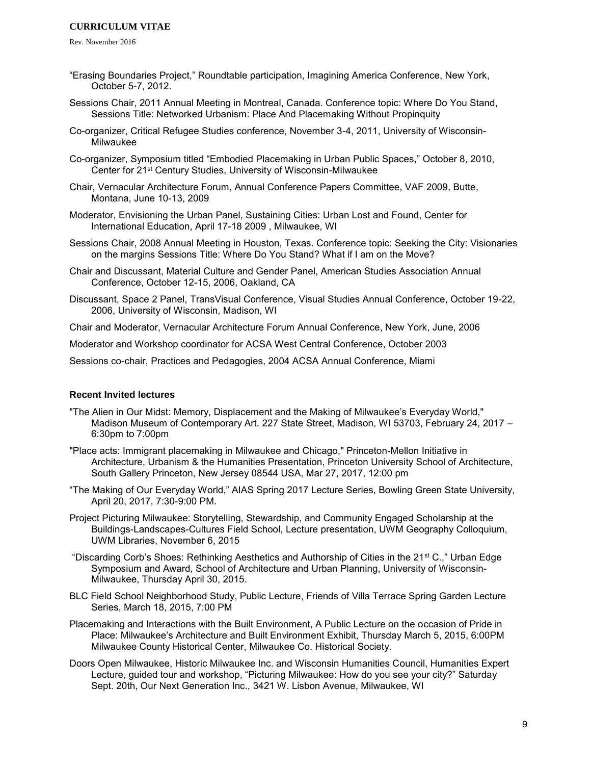"Erasing Boundaries Project," Roundtable participation, Imagining America Conference, New York, October 5-7, 2012.

Sessions Chair, 2011 Annual Meeting in Montreal, Canada. Conference topic: Where Do You Stand, Sessions Title: Networked Urbanism: Place And Placemaking Without Propinquity

Co-organizer, Critical Refugee Studies conference, November 3-4, 2011, University of Wisconsin-Milwaukee

Co-organizer, Symposium titled "Embodied Placemaking in Urban Public Spaces," October 8, 2010, Center for 21st Century Studies, University of Wisconsin-Milwaukee

Chair, Vernacular Architecture Forum, Annual Conference Papers Committee, VAF 2009, Butte, Montana, June 10-13, 2009

Moderator, Envisioning the Urban Panel, Sustaining Cities: Urban Lost and Found, Center for International Education, April 17-18 2009 , Milwaukee, WI

Sessions Chair, 2008 Annual Meeting in Houston, Texas. Conference topic: Seeking the City: Visionaries on the margins Sessions Title: Where Do You Stand? What if I am on the Move?

Chair and Discussant, Material Culture and Gender Panel, American Studies Association Annual Conference, October 12-15, 2006, Oakland, CA

Discussant, Space 2 Panel, TransVisual Conference, Visual Studies Annual Conference, October 19-22, 2006, University of Wisconsin, Madison, WI

Chair and Moderator, Vernacular Architecture Forum Annual Conference, New York, June, 2006

Moderator and Workshop coordinator for ACSA West Central Conference, October 2003

Sessions co-chair, Practices and Pedagogies, 2004 ACSA Annual Conference, Miami

### Recent Invited lectures

"The Alien in Our Midst: Memory, Displacement and the Making of Milwaukee's Everyday World," Madison Museum of Contemporary Art. 227 State Street, Madison, WI 53703, February 24, 2017 – 6:30pm to 7:00pm

"Place acts: Immigrant placemaking in Milwaukee and Chicago," Princeton-Mellon Initiative in Architecture, Urbanism & the Humanities Presentation, Princeton University School of Architecture, South Gallery Princeton, New Jersey 08544 USA, Mar 27, 2017, 12:00 pm

"The Making of Our Everyday World," AIAS Spring 2017 Lecture Series, Bowling Green State University, April 20, 2017, 7:30-9:00 PM.

Project Picturing Milwaukee: Storytelling, Stewardship, and Community Engaged Scholarship at the Buildings-Landscapes-Cultures Field School, Lecture presentation, UWM Geography Colloquium, UWM Libraries, November 6, 2015

"Discarding Corb's Shoes: Rethinking Aesthetics and Authorship of Cities in the 21st C.," Urban Edge Symposium and Award, School of Architecture and Urban Planning, University of Wisconsin-Milwaukee, Thursday April 30, 2015.

BLC Field School Neighborhood Study, Public Lecture, Friends of Villa Terrace Spring Garden Lecture Series, March 18, 2015, 7:00 PM

Placemaking and Interactions with the Built Environment, A Public Lecture on the occasion of Pride in Place: Milwaukee's Architecture and Built Environment Exhibit, Thursday March 5, 2015, 6:00PM Milwaukee County Historical Center, Milwaukee Co. Historical Society.

Doors Open Milwaukee, Historic Milwaukee Inc. and Wisconsin Humanities Council, Humanities Expert Lecture, guided tour and workshop, "Picturing Milwaukee: How do you see your city?" Saturday Sept. 20th, Our Next Generation Inc., 3421 W. Lisbon Avenue, Milwaukee, WI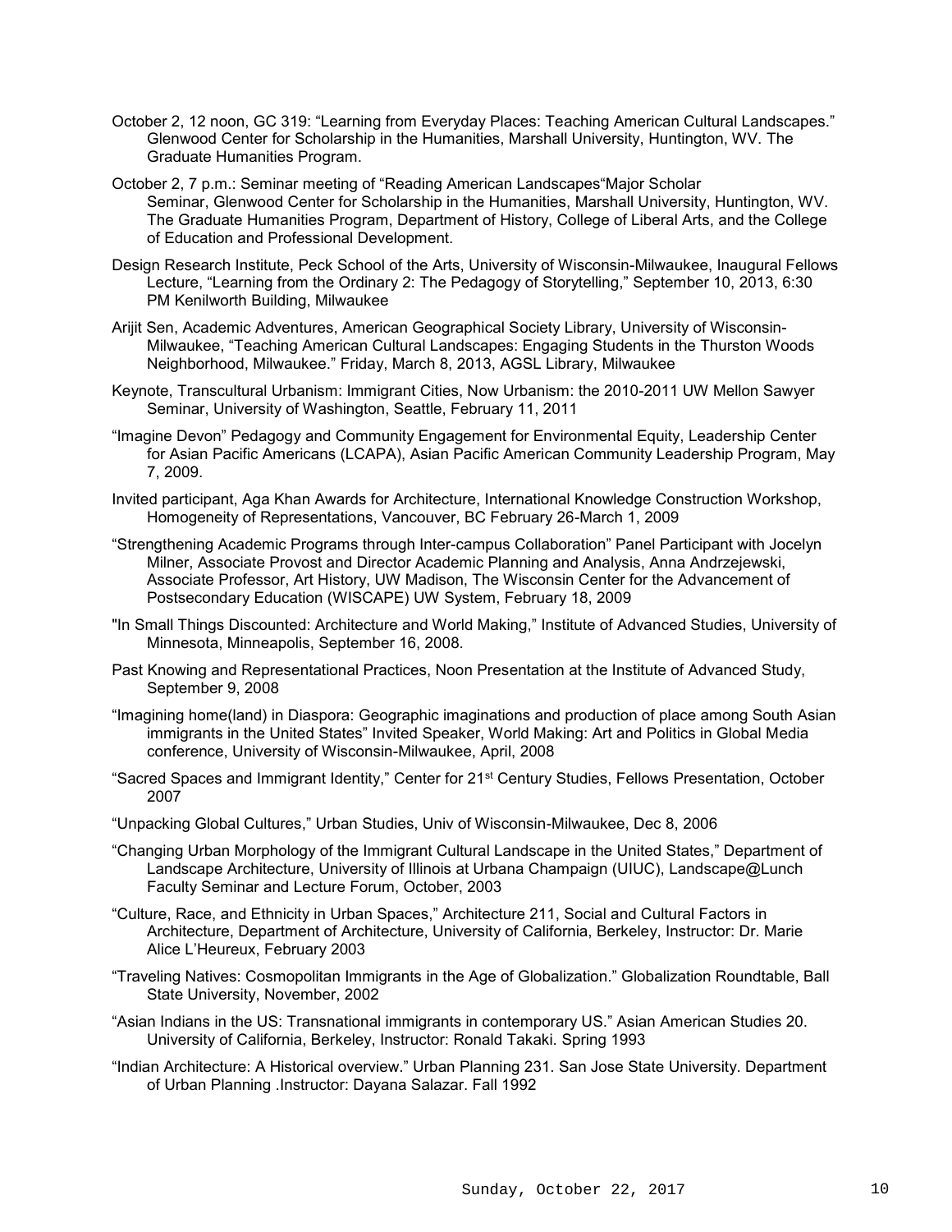October 2, 12 noon, GC 319: “Learning from Everyday Places: Teaching American Cultural Landscapes.” Glenwood Center for Scholarship in the Humanities, Marshall University, Huntington, WV. The Graduate Humanities Program.

October 2, 7 p.m.: Seminar meeting of “Reading American Landscapes“Major Scholar Seminar, Glenwood Center for Scholarship in the Humanities, Marshall University, Huntington, WV. The Graduate Humanities Program, Department of History, College of Liberal Arts, and the College of Education and Professional Development.

Design Research Institute, Peck School of the Arts, University of Wisconsin-Milwaukee, Inaugural Fellows Lecture, “Learning from the Ordinary 2: The Pedagogy of Storytelling,” September 10, 2013, 6:30 PM Kenilworth Building, Milwaukee

Arijit Sen, Academic Adventures, American Geographical Society Library, University of Wisconsin-Milwaukee, “Teaching American Cultural Landscapes: Engaging Students in the Thurston Woods Neighborhood, Milwaukee.” Friday, March 8, 2013, AGSL Library, Milwaukee

Keynote, Transcultural Urbanism: Immigrant Cities, Now Urbanism: the 2010-2011 UW Mellon Sawyer Seminar, University of Washington, Seattle, February 11, 2011

“Imagine Devon” Pedagogy and Community Engagement for Environmental Equity, Leadership Center for Asian Pacific Americans (LCAPA), Asian Pacific American Community Leadership Program, May 7, 2009.

Invited participant, Aga Khan Awards for Architecture, International Knowledge Construction Workshop, Homogeneity of Representations, Vancouver, BC February 26-March 1, 2009

“Strengthening Academic Programs through Inter-campus Collaboration” Panel Participant with Jocelyn Milner, Associate Provost and Director Academic Planning and Analysis, Anna Andrzejewski, Associate Professor, Art History, UW Madison, The Wisconsin Center for the Advancement of Postsecondary Education (WISCAPE) UW System, February 18, 2009

"In Small Things Discounted: Architecture and World Making,” Institute of Advanced Studies, University of Minnesota, Minneapolis, September 16, 2008.

Past Knowing and Representational Practices, Noon Presentation at the Institute of Advanced Study, September 9, 2008

“Imagining home(land) in Diaspora: Geographic imaginations and production of place among South Asian immigrants in the United States” Invited Speaker, World Making: Art and Politics in Global Media conference, University of Wisconsin-Milwaukee, April, 2008

“Sacred Spaces and Immigrant Identity,” Center for 21st Century Studies, Fellows Presentation, October 2007

“Unpacking Global Cultures,” Urban Studies, Univ of Wisconsin-Milwaukee, Dec 8, 2006

“Changing Urban Morphology of the Immigrant Cultural Landscape in the United States,” Department of Landscape Architecture, University of Illinois at Urbana Champaign (UIUC), Landscape@Lunch Faculty Seminar and Lecture Forum, October, 2003

“Culture, Race, and Ethnicity in Urban Spaces,” Architecture 211, Social and Cultural Factors in Architecture, Department of Architecture, University of California, Berkeley, Instructor: Dr. Marie Alice L’Heureux, February 2003

“Traveling Natives: Cosmopolitan Immigrants in the Age of Globalization.” Globalization Roundtable, Ball State University, November, 2002

“Asian Indians in the US: Transnational immigrants in contemporary US.” Asian American Studies 20. University of California, Berkeley, Instructor: Ronald Takaki. Spring 1993

“Indian Architecture: A Historical overview.” Urban Planning 231. San Jose State University. Department of Urban Planning .Instructor: Dayana Salazar. Fall 1992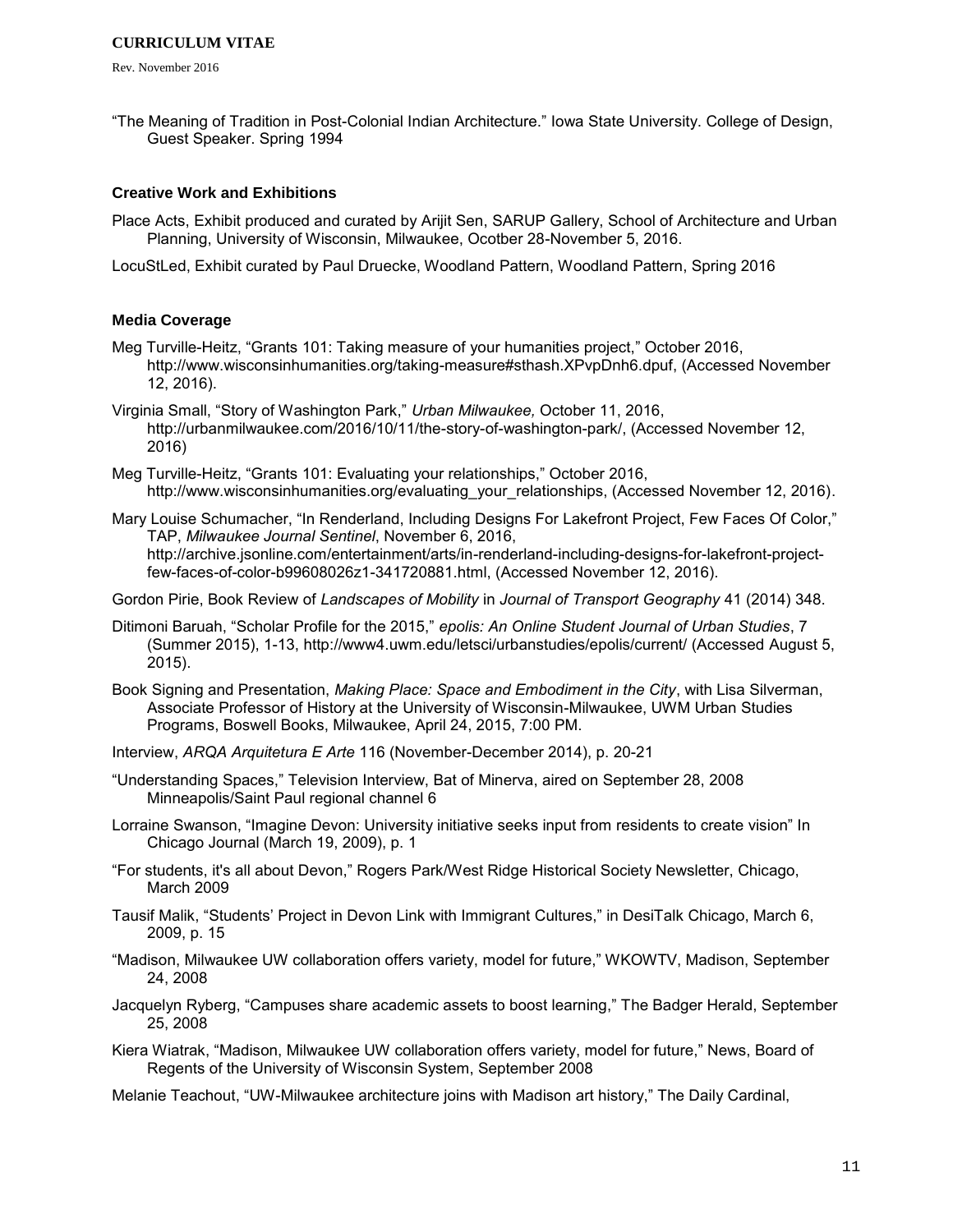"The Meaning of Tradition in Post-Colonial Indian Architecture." Iowa State University. College of Design, Guest Speaker. Spring 1994

### Creative Work and Exhibitions

Place Acts, Exhibit produced and curated by Arijit Sen, SARUP Gallery, School of Architecture and Urban Planning, University of Wisconsin, Milwaukee, Ocotber 28-November 5, 2016.

LocuStLed, Exhibit curated by Paul Druecke, Woodland Pattern, Woodland Pattern, Spring 2016

### Media Coverage

Meg Turville-Heitz, "Grants 101: Taking measure of your humanities project," October 2016, http://www.wisconsinhumanities.org/taking-measure#sthash.XPvpDnh6.dpuf, (Accessed November 12, 2016).

Virginia Small, "Story of Washington Park," *Urban Milwaukee,* October 11, 2016, http://urbanmilwaukee.com/2016/10/11/the-story-of-washington-park/, (Accessed November 12, 2016)

Meg Turville-Heitz, "Grants 101: Evaluating your relationships," October 2016, http://www.wisconsinhumanities.org/evaluating_your_relationships, (Accessed November 12, 2016).

Mary Louise Schumacher, "In Renderland, Including Designs For Lakefront Project, Few Faces Of Color," TAP, *Milwaukee Journal Sentinel*, November 6, 2016, http://archive.jsonline.com/entertainment/arts/in-renderland-including-designs-for-lakefront-project-few-faces-of-color-b99608026z1-341720881.html, (Accessed November 12, 2016).

Gordon Pirie, Book Review of *Landscapes of Mobility* in *Journal of Transport Geography* 41 (2014) 348.

Ditimoni Baruah, "Scholar Profile for the 2015," *epolis: An Online Student Journal of Urban Studies*, 7 (Summer 2015), 1-13, http://www4.uwm.edu/letsci/urbanstudies/epolis/current/ (Accessed August 5, 2015).

Book Signing and Presentation, *Making Place: Space and Embodiment in the City*, with Lisa Silverman, Associate Professor of History at the University of Wisconsin-Milwaukee, UWM Urban Studies Programs, Boswell Books, Milwaukee, April 24, 2015, 7:00 PM.

Interview, *ARQA Arquitetura E Arte* 116 (November-December 2014), p. 20-21

"Understanding Spaces," Television Interview, Bat of Minerva, aired on September 28, 2008 Minneapolis/Saint Paul regional channel 6

Lorraine Swanson, "Imagine Devon: University initiative seeks input from residents to create vision" In Chicago Journal (March 19, 2009), p. 1

"For students, it's all about Devon," Rogers Park/West Ridge Historical Society Newsletter, Chicago, March 2009

Tausif Malik, "Students' Project in Devon Link with Immigrant Cultures," in DesiTalk Chicago, March 6, 2009, p. 15

"Madison, Milwaukee UW collaboration offers variety, model for future," WKOWTV, Madison, September 24, 2008

Jacquelyn Ryberg, "Campuses share academic assets to boost learning," The Badger Herald, September 25, 2008

Kiera Wiatrak, "Madison, Milwaukee UW collaboration offers variety, model for future," News, Board of Regents of the University of Wisconsin System, September 2008

Melanie Teachout, "UW-Milwaukee architecture joins with Madison art history," The Daily Cardinal,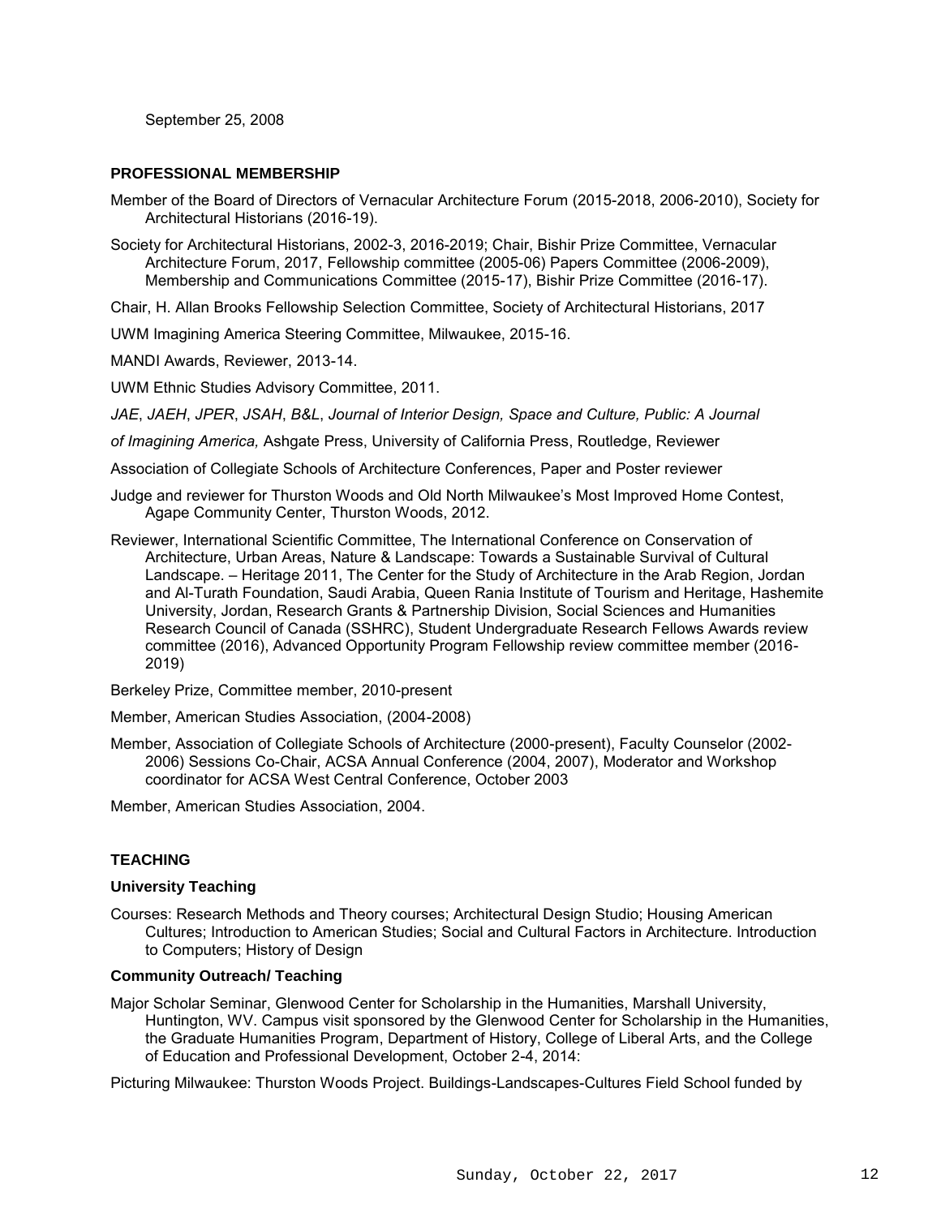September 25, 2008

### PROFESSIONAL MEMBERSHIP

Member of the Board of Directors of Vernacular Architecture Forum (2015-2018, 2006-2010), Society for Architectural Historians (2016-19).

Society for Architectural Historians, 2002-3, 2016-2019; Chair, Bishir Prize Committee, Vernacular Architecture Forum, 2017, Fellowship committee (2005-06) Papers Committee (2006-2009), Membership and Communications Committee (2015-17), Bishir Prize Committee (2016-17).

Chair, H. Allan Brooks Fellowship Selection Committee, Society of Architectural Historians, 2017

UWM Imagining America Steering Committee, Milwaukee, 2015-16.

MANDI Awards, Reviewer, 2013-14.

UWM Ethnic Studies Advisory Committee, 2011.

*JAE*, *JAEH*, *JPER*, *JSAH*, *B&L*, *Journal of Interior Design, Space and Culture, Public: A Journal*

*of Imagining America,* Ashgate Press, University of California Press, Routledge, Reviewer

Association of Collegiate Schools of Architecture Conferences, Paper and Poster reviewer

Judge and reviewer for Thurston Woods and Old North Milwaukee's Most Improved Home Contest, Agape Community Center, Thurston Woods, 2012.

Reviewer, International Scientific Committee, The International Conference on Conservation of Architecture, Urban Areas, Nature & Landscape: Towards a Sustainable Survival of Cultural Landscape. – Heritage 2011, The Center for the Study of Architecture in the Arab Region, Jordan and Al-Turath Foundation, Saudi Arabia, Queen Rania Institute of Tourism and Heritage, Hashemite University, Jordan, Research Grants & Partnership Division, Social Sciences and Humanities Research Council of Canada (SSHRC), Student Undergraduate Research Fellows Awards review committee (2016), Advanced Opportunity Program Fellowship review committee member (2016-2019)

Berkeley Prize, Committee member, 2010-present

Member, American Studies Association, (2004-2008)

Member, Association of Collegiate Schools of Architecture (2000-present), Faculty Counselor (2002-2006) Sessions Co-Chair, ACSA Annual Conference (2004, 2007), Moderator and Workshop coordinator for ACSA West Central Conference, October 2003

Member, American Studies Association, 2004.

### TEACHING

#### University Teaching

Courses: Research Methods and Theory courses; Architectural Design Studio; Housing American Cultures; Introduction to American Studies; Social and Cultural Factors in Architecture. Introduction to Computers; History of Design

#### Community Outreach/ Teaching

Major Scholar Seminar, Glenwood Center for Scholarship in the Humanities, Marshall University, Huntington, WV. Campus visit sponsored by the Glenwood Center for Scholarship in the Humanities, the Graduate Humanities Program, Department of History, College of Liberal Arts, and the College of Education and Professional Development, October 2-4, 2014:

Picturing Milwaukee: Thurston Woods Project. Buildings-Landscapes-Cultures Field School funded by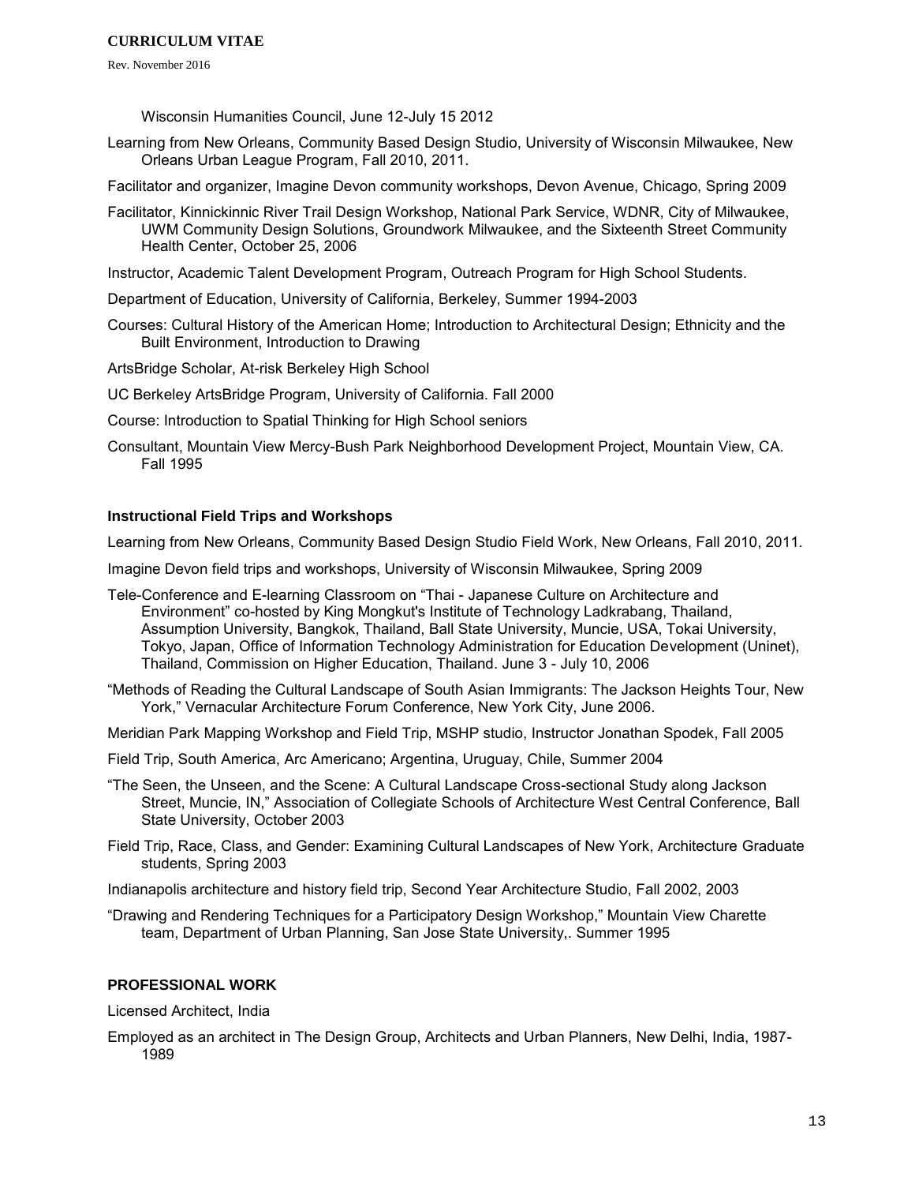Wisconsin Humanities Council, June 12-July 15 2012

Learning from New Orleans, Community Based Design Studio, University of Wisconsin Milwaukee, New Orleans Urban League Program, Fall 2010, 2011.

Facilitator and organizer, Imagine Devon community workshops, Devon Avenue, Chicago, Spring 2009

Facilitator, Kinnickinnic River Trail Design Workshop, National Park Service, WDNR, City of Milwaukee, UWM Community Design Solutions, Groundwork Milwaukee, and the Sixteenth Street Community Health Center, October 25, 2006

Instructor, Academic Talent Development Program, Outreach Program for High School Students.

Department of Education, University of California, Berkeley, Summer 1994-2003

Courses: Cultural History of the American Home; Introduction to Architectural Design; Ethnicity and the Built Environment, Introduction to Drawing

ArtsBridge Scholar, At-risk Berkeley High School

UC Berkeley ArtsBridge Program, University of California. Fall 2000

Course: Introduction to Spatial Thinking for High School seniors

Consultant, Mountain View Mercy-Bush Park Neighborhood Development Project, Mountain View, CA. Fall 1995

### Instructional Field Trips and Workshops

Learning from New Orleans, Community Based Design Studio Field Work, New Orleans, Fall 2010, 2011.

Imagine Devon field trips and workshops, University of Wisconsin Milwaukee, Spring 2009

Tele-Conference and E-learning Classroom on "Thai - Japanese Culture on Architecture and Environment" co-hosted by King Mongkut's Institute of Technology Ladkrabang, Thailand, Assumption University, Bangkok, Thailand, Ball State University, Muncie, USA, Tokai University, Tokyo, Japan, Office of Information Technology Administration for Education Development (Uninet), Thailand, Commission on Higher Education, Thailand. June 3 - July 10, 2006

"Methods of Reading the Cultural Landscape of South Asian Immigrants: The Jackson Heights Tour, New York," Vernacular Architecture Forum Conference, New York City, June 2006.

Meridian Park Mapping Workshop and Field Trip, MSHP studio, Instructor Jonathan Spodek, Fall 2005

Field Trip, South America, Arc Americano; Argentina, Uruguay, Chile, Summer 2004

"The Seen, the Unseen, and the Scene: A Cultural Landscape Cross-sectional Study along Jackson Street, Muncie, IN," Association of Collegiate Schools of Architecture West Central Conference, Ball State University, October 2003

Field Trip, Race, Class, and Gender: Examining Cultural Landscapes of New York, Architecture Graduate students, Spring 2003

Indianapolis architecture and history field trip, Second Year Architecture Studio, Fall 2002, 2003

"Drawing and Rendering Techniques for a Participatory Design Workshop," Mountain View Charette team, Department of Urban Planning, San Jose State University,. Summer 1995

## PROFESSIONAL WORK

Licensed Architect, India

Employed as an architect in The Design Group, Architects and Urban Planners, New Delhi, India, 1987-1989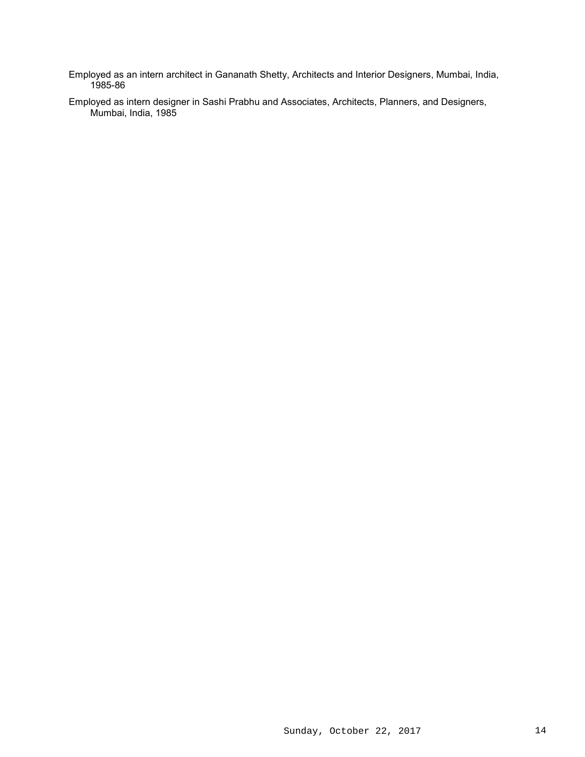Employed as an intern architect in Gananath Shetty, Architects and Interior Designers, Mumbai, India, 1985-86

Employed as intern designer in Sashi Prabhu and Associates, Architects, Planners, and Designers, Mumbai, India, 1985